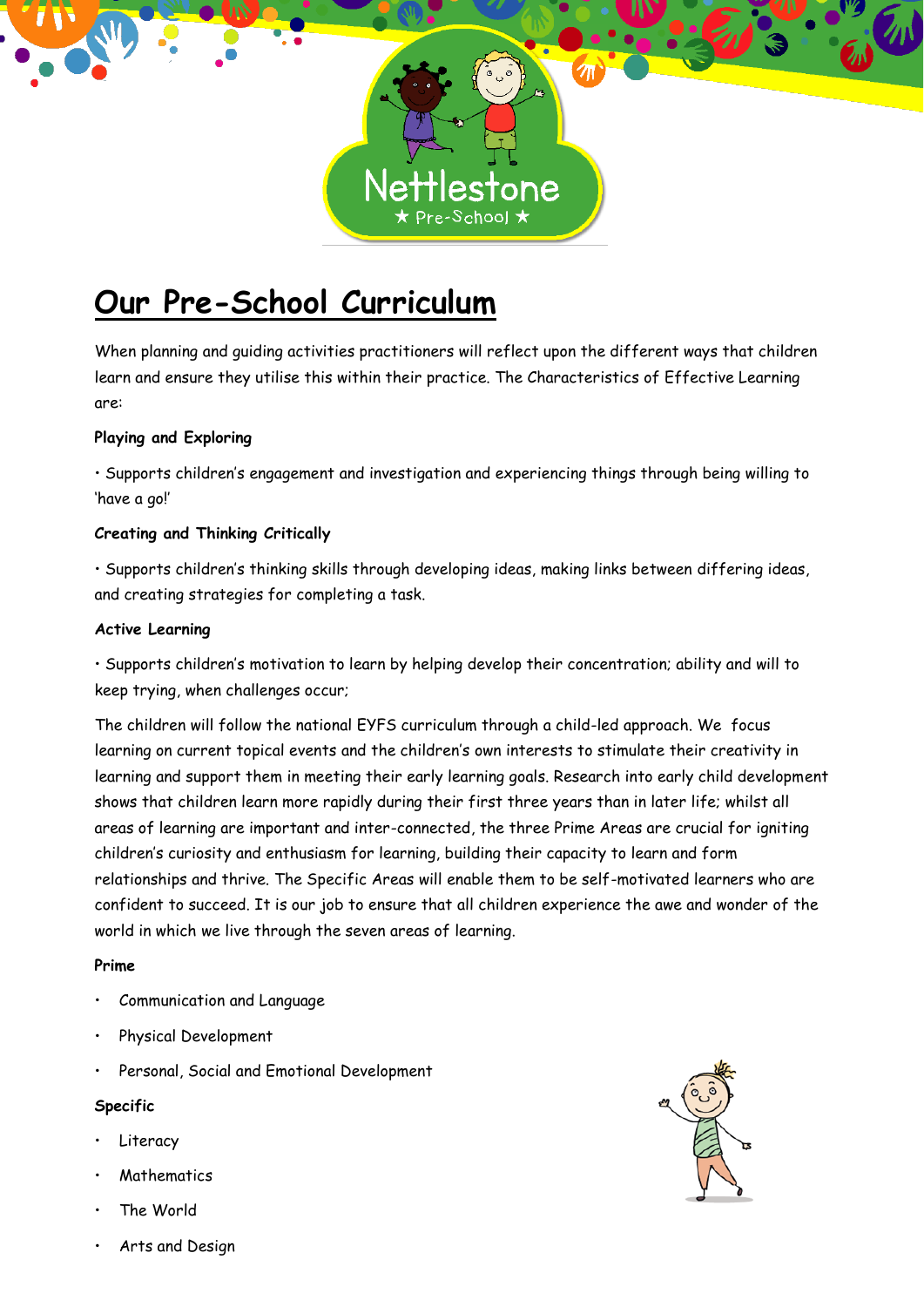# Our Pre-School Curriculum

When planning and guiding activities practitioners will reflect upon the different ways that children learn and ensure they utilise this within their practice. The Characteristics of Effective Learning are:

**Playing and Exploring**

• Supports children's engagement and investigation and experiencing things through being willing to 'have a go!'

**Creating and Thinking Critically**

• Supports children's thinking skills through developing ideas, making links between differing ideas, and creating strategies for completing a task.

**Active Learning**

• Supports children's motivation to learn by helping develop their concentration; ability and will to keep trying, when challenges occur;

The children will follow the national EYFS curriculum through a child-led approach. We focus learning on current topical events and the children's own interests to stimulate their creativity in learning and support them in meeting their early learning goals. Research into early child development shows that children learn more rapidly during their first three years than in later life; whilst all areas of learning are important and inter-connected, the three Prime Areas are crucial for igniting children's curiosity and enthusiasm for learning, building their capacity to learn and form relationships and thrive. The Specific Areas will enable them to be self-motivated learners who are confident to succeed. It is our job to ensure that all children experience the awe and wonder of the world in which we live through the seven areas of learning.

**Prime**

- Communication and Language
- Physical Development
- Personal, Social and Emotional Development

**Specific**

- Literacy
- Mathematics
- The World
- Arts and Design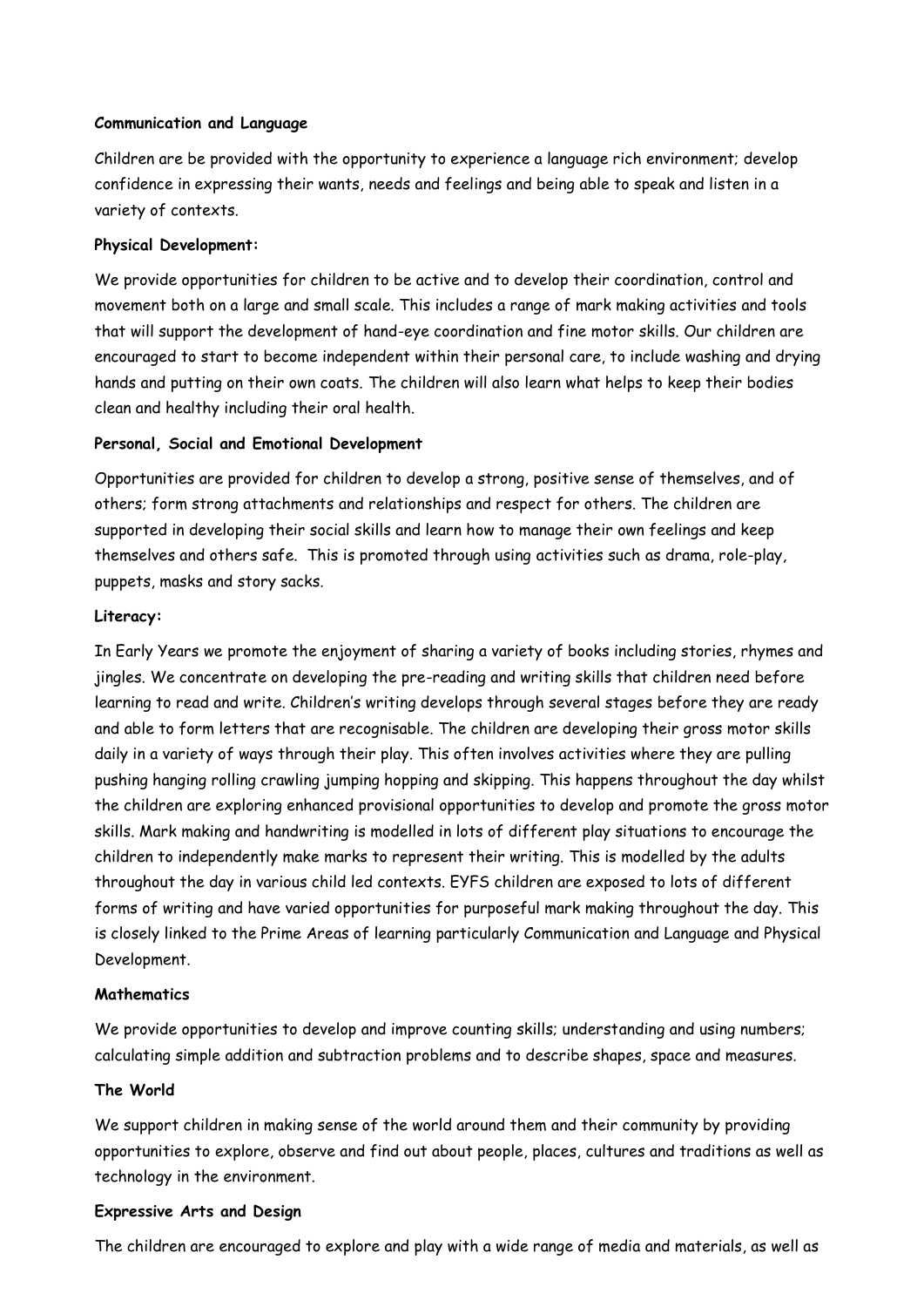**Communication and Language**

Children are be provided with the opportunity to experience a language rich environment; develop confidence in expressing their wants, needs and feelings and being able to speak and listen in a variety of contexts.

**Physical Development:**

We provide opportunities for children to be active and to develop their coordination, control and movement both on a large and small scale. This includes a range of mark making activities and tools that will support the development of hand-eye coordination and fine motor skills. Our children are encouraged to start to become independent within their personal care, to include washing and drying hands and putting on their own coats. The children will also learn what helps to keep their bodies clean and healthy including their oral health.

**Personal, Social and Emotional Development**

Opportunities are provided for children to develop a strong, positive sense of themselves, and of others; form strong attachments and relationships and respect for others. The children are supported in developing their social skills and learn how to manage their own feelings and keep themselves and others safe. This is promoted through using activities such as drama, role-play, puppets, masks and story sacks.

**Literacy:**

In Early Years we promote the enjoyment of sharing a variety of books including stories, rhymes and jingles. We concentrate on developing the pre-reading and writing skills that children need before learning to read and write. Children's writing develops through several stages before they are ready and able to form letters that are recognisable. The children are developing their gross motor skills daily in a variety of ways through their play. This often involves activities where they are pulling pushing hanging rolling crawling jumping hopping and skipping. This happens throughout the day whilst the children are exploring enhanced provisional opportunities to develop and promote the gross motor skills. Mark making and handwriting is modelled in lots of different play situations to encourage the children to independently make marks to represent their writing. This is modelled by the adults throughout the day in various child led contexts. EYFS children are exposed to lots of different forms of writing and have varied opportunities for purposeful mark making throughout the day. This is closely linked to the Prime Areas of learning particularly Communication and Language and Physical Development.

**Mathematics**

We provide opportunities to develop and improve counting skills; understanding and using numbers; calculating simple addition and subtraction problems and to describe shapes, space and measures.

**The World**

We support children in making sense of the world around them and their community by providing opportunities to explore, observe and find out about people, places, cultures and traditions as well as technology in the environment.

**Expressive Arts and Design**

The children are encouraged to explore and play with a wide range of media and materials, as well as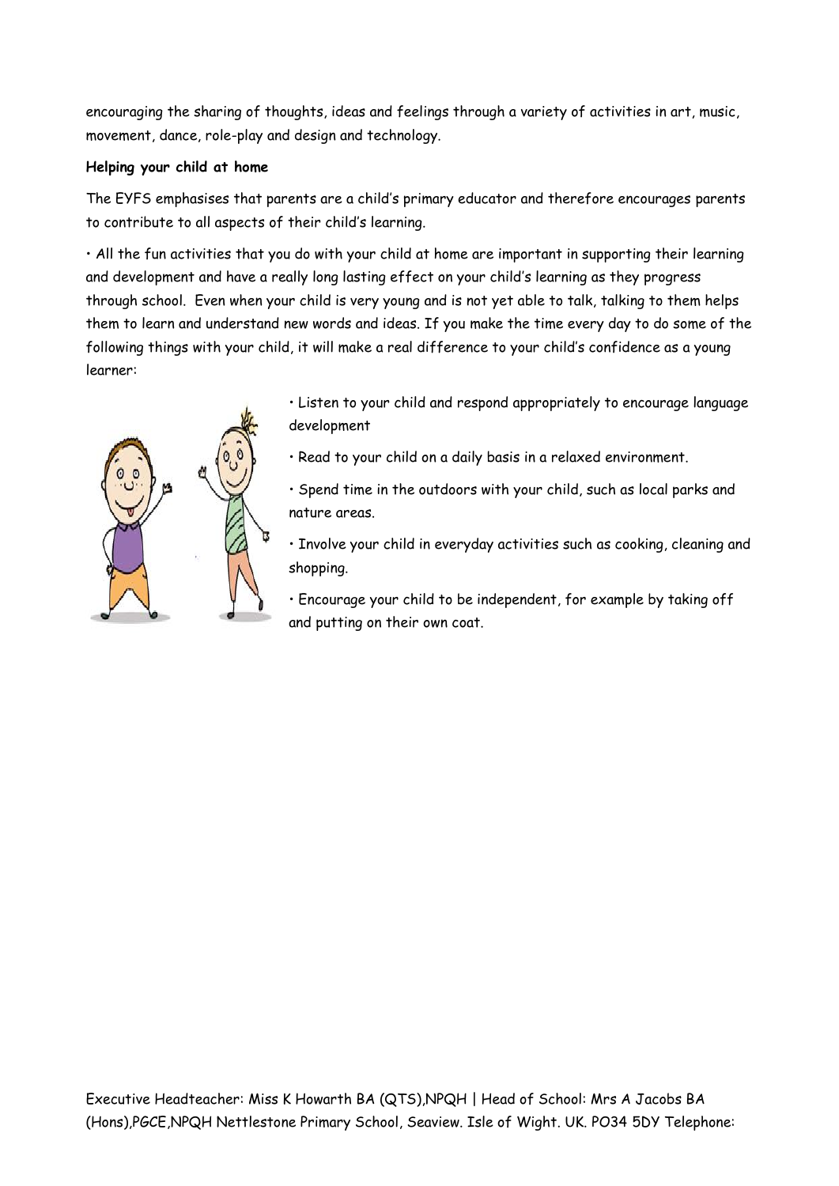encouraging the sharing of thoughts, ideas and feelings through a variety of activities in art, music, movement, dance, role-play and design and technology.

**Helping your child at home**

The EYFS emphasises that parents are a child's primary educator and therefore encourages parents to contribute to all aspects of their child's learning.

• All the fun activities that you do with your child at home are important in supporting their learning and development and have a really long lasting effect on your child's learning as they progress through school. Even when your child is very young and is not yet able to talk, talking to them helps them to learn and understand new words and ideas. If you make the time every day to do some of the following things with your child, it will make a real difference to your child's confidence as a young learner:

• Listen to your child and respond appropriately to encourage language development

• Read to your child on a daily basis in a relaxed environment.

• Spend time in the outdoors with your child, such as local parks and nature areas.

• Involve your child in everyday activities such as cooking, cleaning and shopping.

• Encourage your child to be independent, for example by taking off and putting on their own coat.